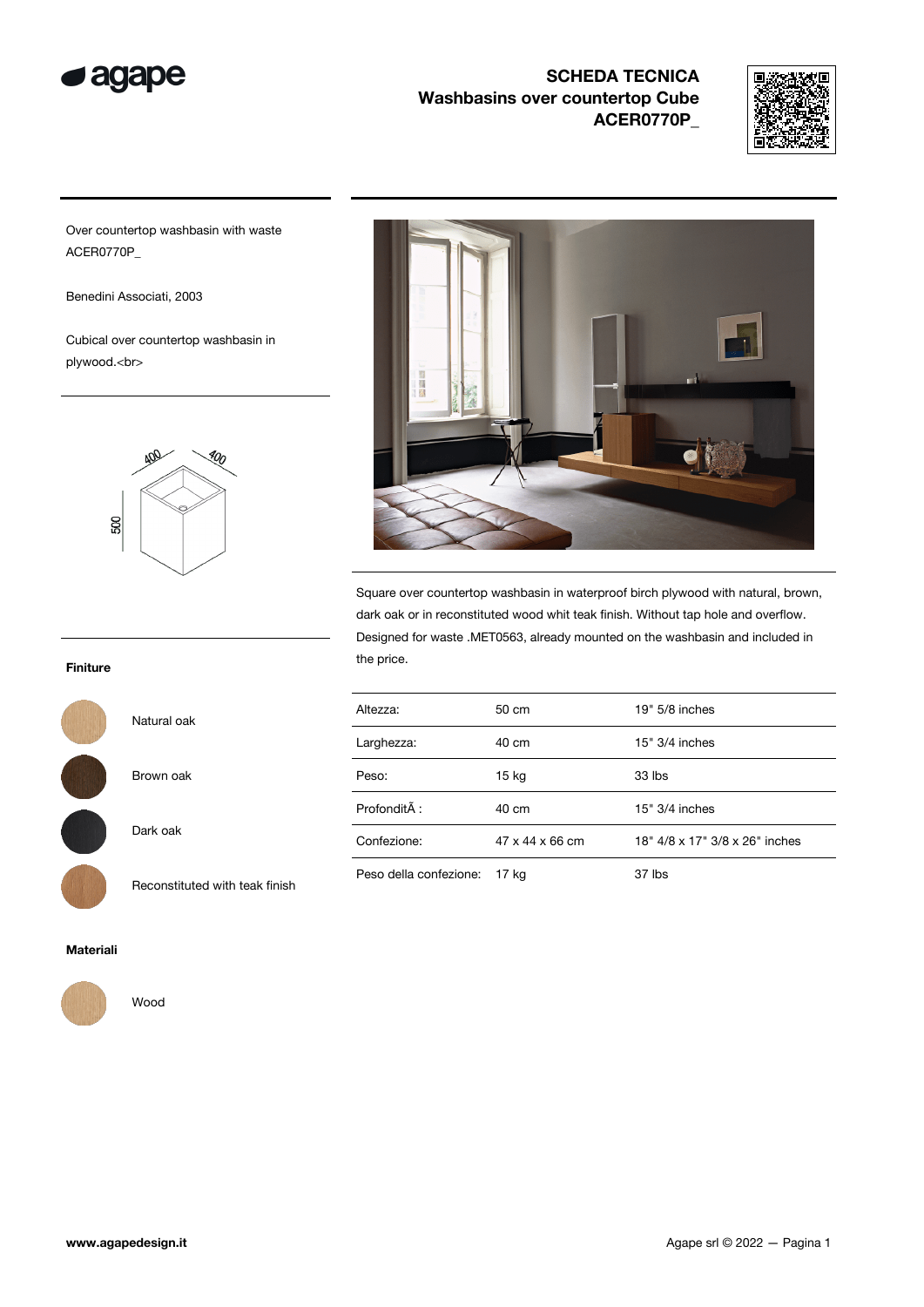# SCHEDA TECNICA
## Washbasins over countertop Cube
## ACER0770P_

Over countertop washbasin with waste
ACER0770P_

Benedini Associati, 2003

Cubical over countertop washbasin in plywood.<br>

400 400 500

Square over countertop washbasin in waterproof birch plywood with natural, brown, dark oak or in reconstituted wood whit teak finish. Without tap hole and overflow. Designed for waste .MET0563, already mounted on the washbasin and included in the price.

| | | |
|---|---|---|
| Altezza: | 50 cm | 19" 5/8 inches |
| Larghezza: | 40 cm | 15" 3/4 inches |
| Peso: | 15 kg | 33 lbs |
| ProfonditÃ : | 40 cm | 15" 3/4 inches |
| Confezione: | 47 x 44 x 66 cm | 18" 4/8 x 17" 3/8 x 26" inches |
| Peso della confezione: | 17 kg | 37 lbs |

**Finiture**

- Natural oak
- Brown oak
- Dark oak
- Reconstituted with teak finish

**Materiali**

- Wood

**www.agapedesign.it**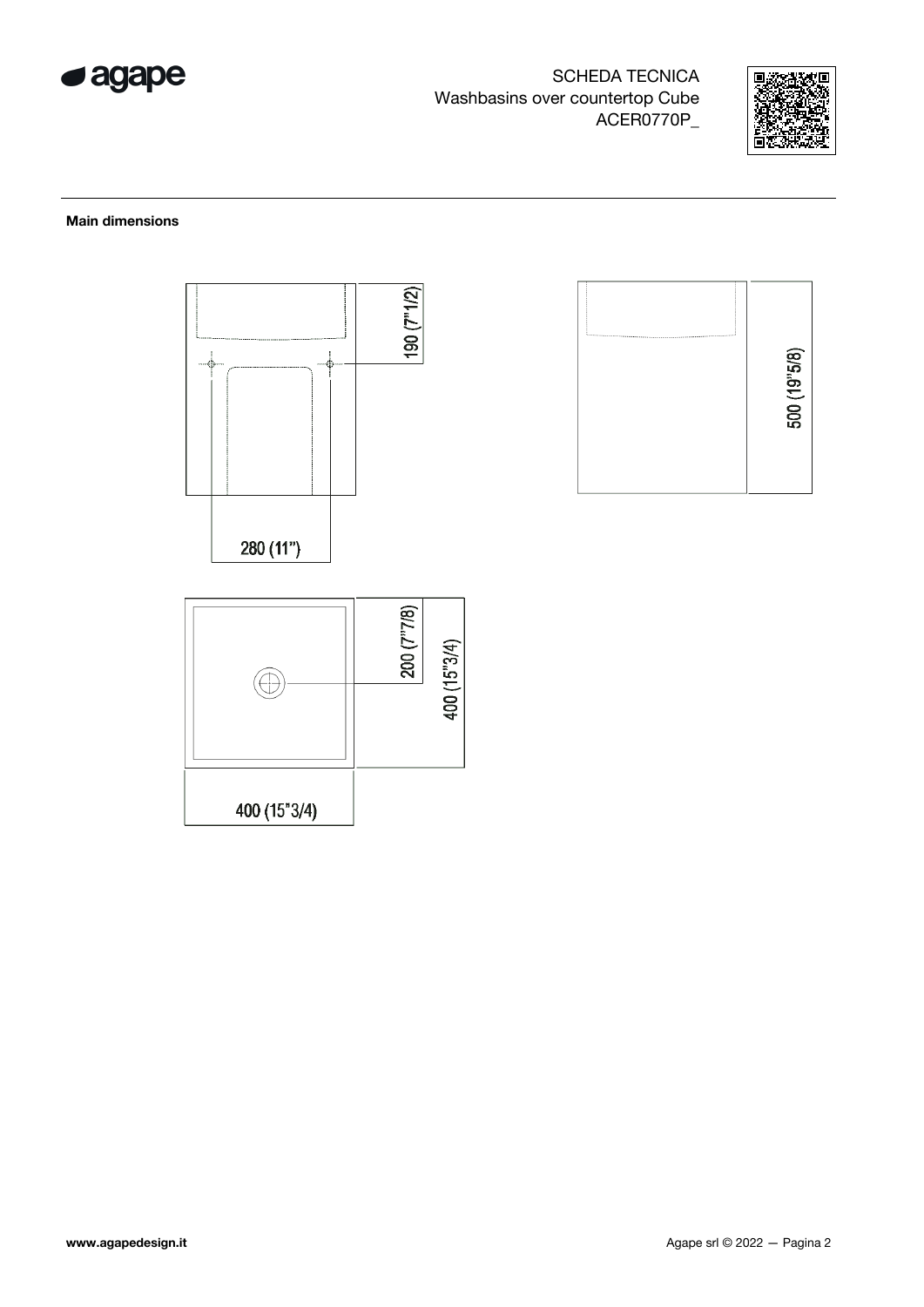SCHEDA TECNICA
Washbasins over countertop Cube
ACER0770P_

**Main dimensions**

190 (7"1/2)

280 (11")

500 (19"5/8)

200 (7"7/8)

400 (15"3/4)

400 (15"3/4)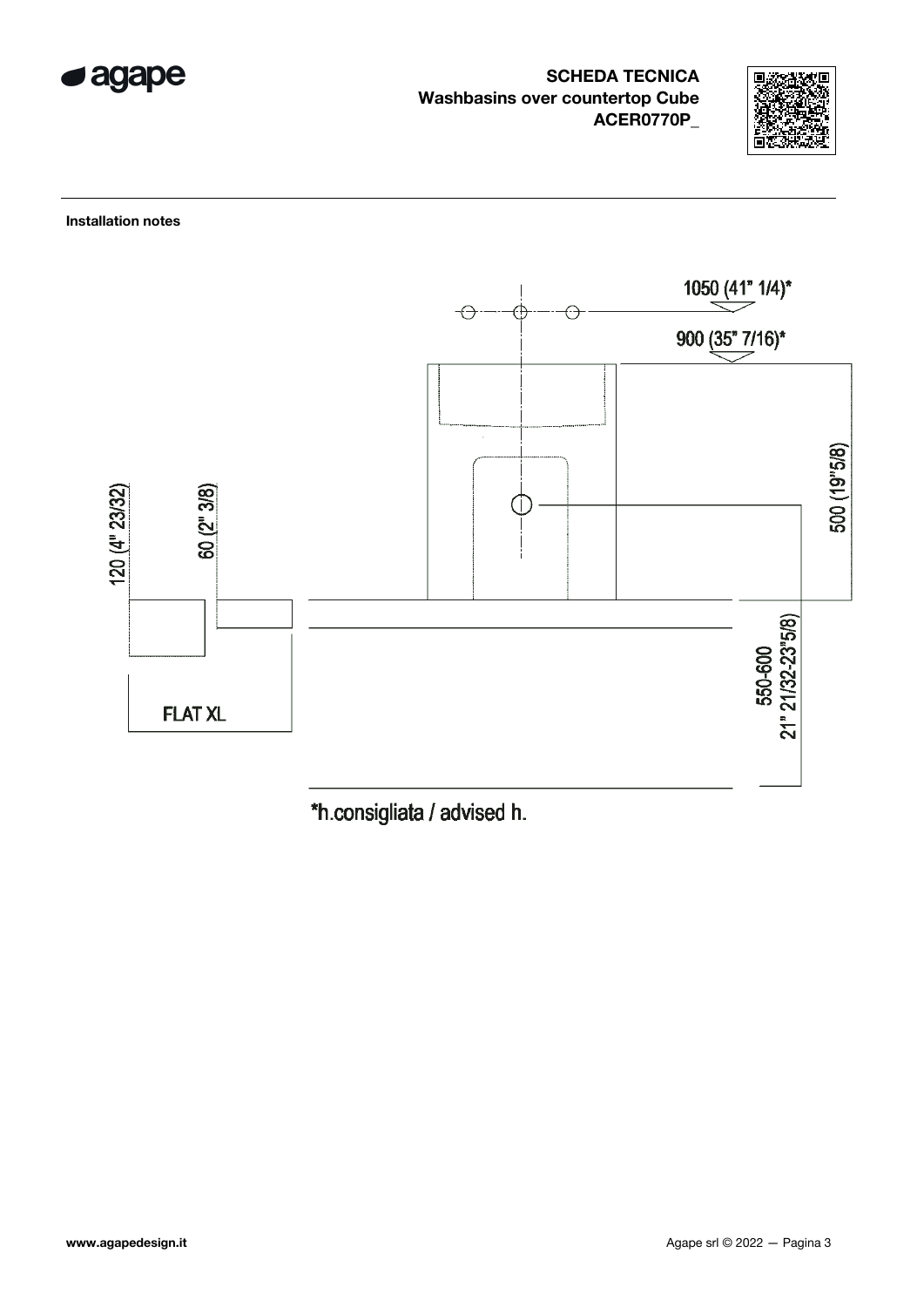# SCHEDA TECNICA
## Washbasins over countertop Cube
## ACER0770P_

**Installation notes**

1050 (41" 1/4)*

900 (35" 7/16)*

500 (19"5/8)

120 (4" 23/32)

60 (2" 3/8)

550-600
21" 21/32-23"5/8)

FLAT XL

*h.consigliata / advised h.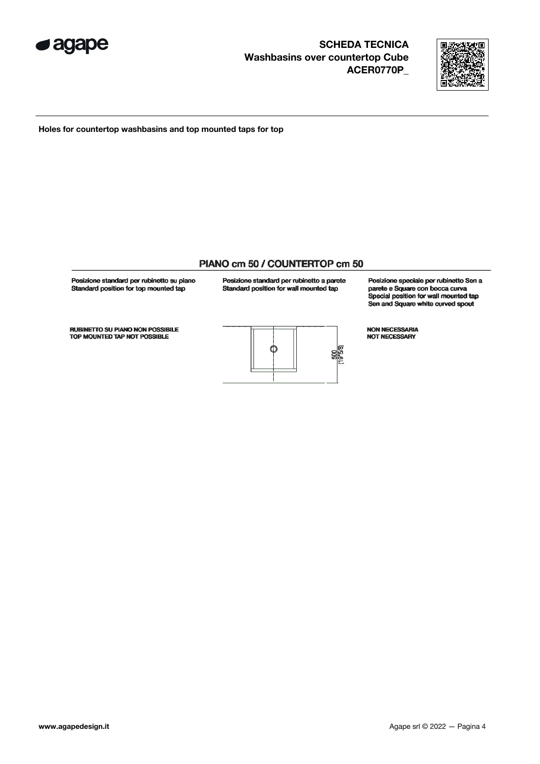**SCHEDA TECNICA**
**Washbasins over countertop Cube**
**ACER0770P_**

**Holes for countertop washbasins and top mounted taps for top**

## PIANO cm 50 / COUNTERTOP cm 50

| Posizione standard per rubinetto su piano<br>Standard position for top mounted tap | Posizione standard per rubinetto a parete<br>Standard position for wall mounted tap | Posizione speciale per rubinetto Sen a parete e Square con bocca curva<br>Special position for wall mounted tap Sen and Square white curved spout |
| --- | --- | --- |
| RUBINETTO SU PIANO NON POSSIBILE<br>TOP MOUNTED TAP NOT POSSIBLE | 500 (19"5/8) | NON NECESSARIA<br>NOT NECESSARY |

www.agapedesign.it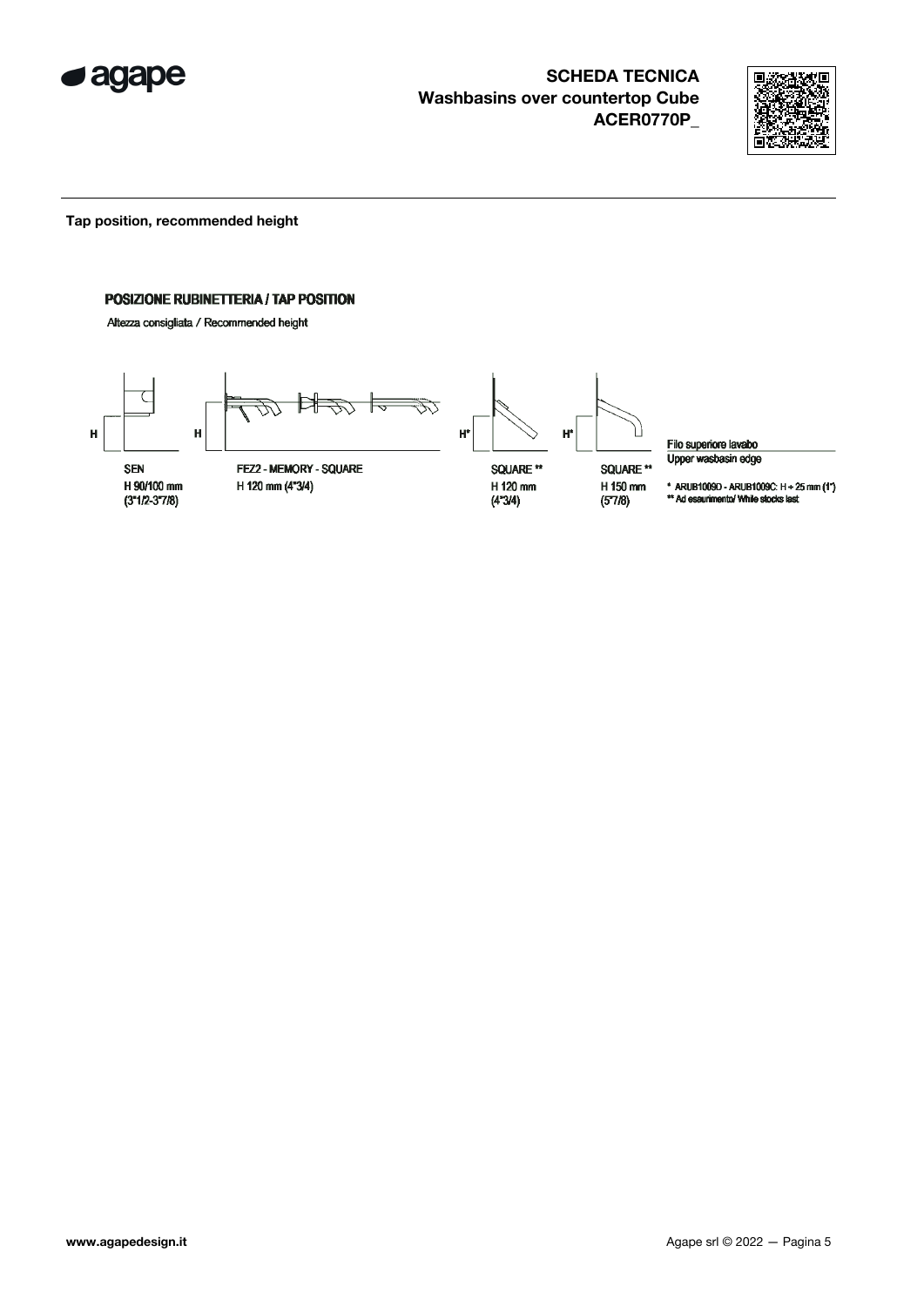SCHEDA TECNICA
Washbasins over countertop Cube
ACER0770P_

**Tap position, recommended height**

**POSIZIONE RUBINETTERIA / TAP POSITION**

Altezza consigliata / Recommended height

H

SEN
H 90/100 mm
(3"1/2-3"7/8)

H

FEZ2 - MEMORY - SQUARE
H 120 mm (4"3/4)

H*

SQUARE **
H 120 mm
(4"3/4)

H*

SQUARE **
H 150 mm
(5"7/8)

Filo superiore lavabo
Upper washbasin edge

\* ARUB1009D - ARUB1009C: H + 25 mm (1")
** Ad esaurimento/ While stocks last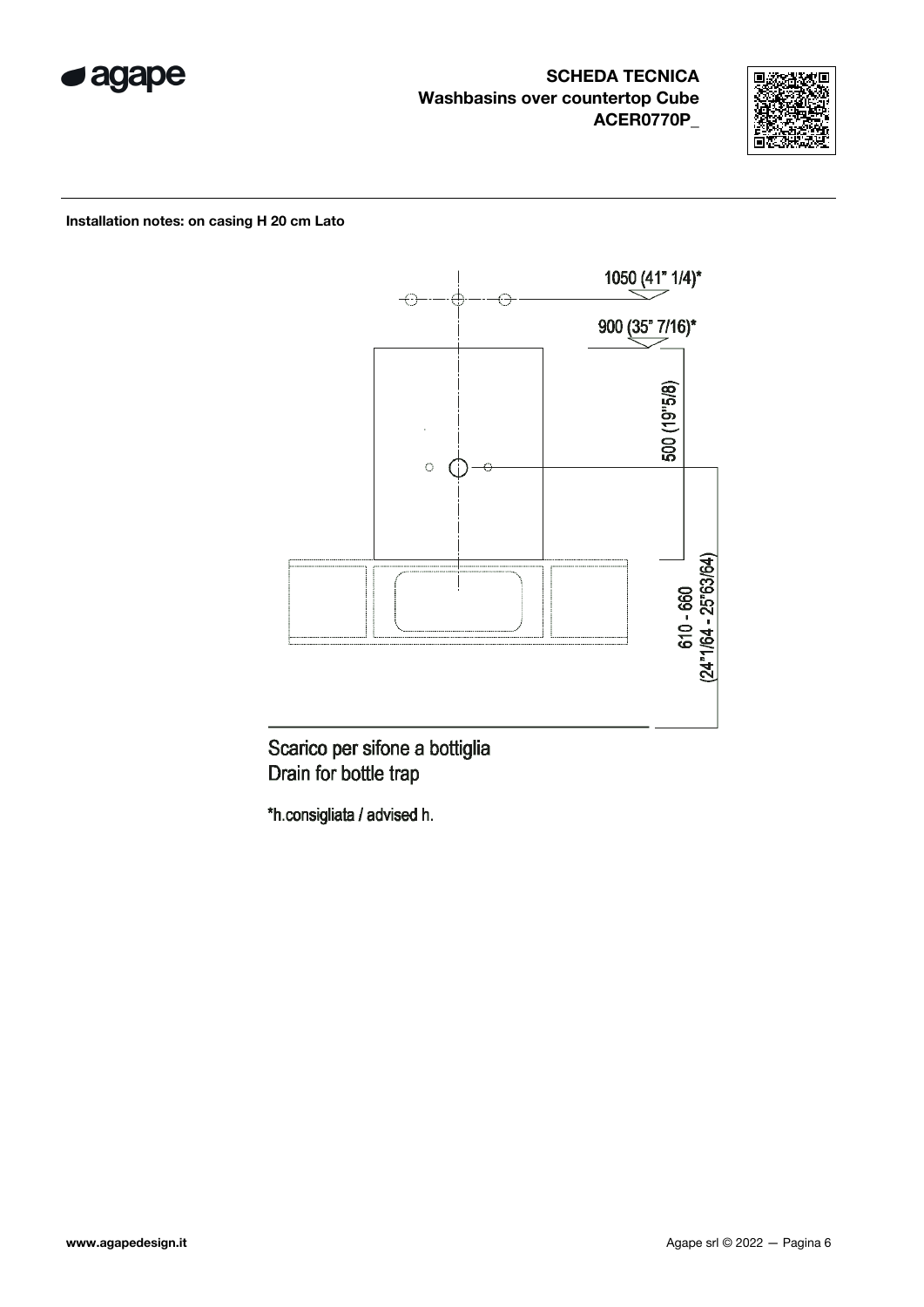**SCHEDA TECNICA**
**Washbasins over countertop Cube**
**ACER0770P_**

**Installation notes: on casing H 20 cm Lato**

1050 (41" 1/4)*

900 (35" 7/16)*

500 (19"5/8)

610 - 660
(24"1/64 - 25"63/64)

Scarico per sifone a bottiglia
Drain for bottle trap

*h.consigliata / advised h.